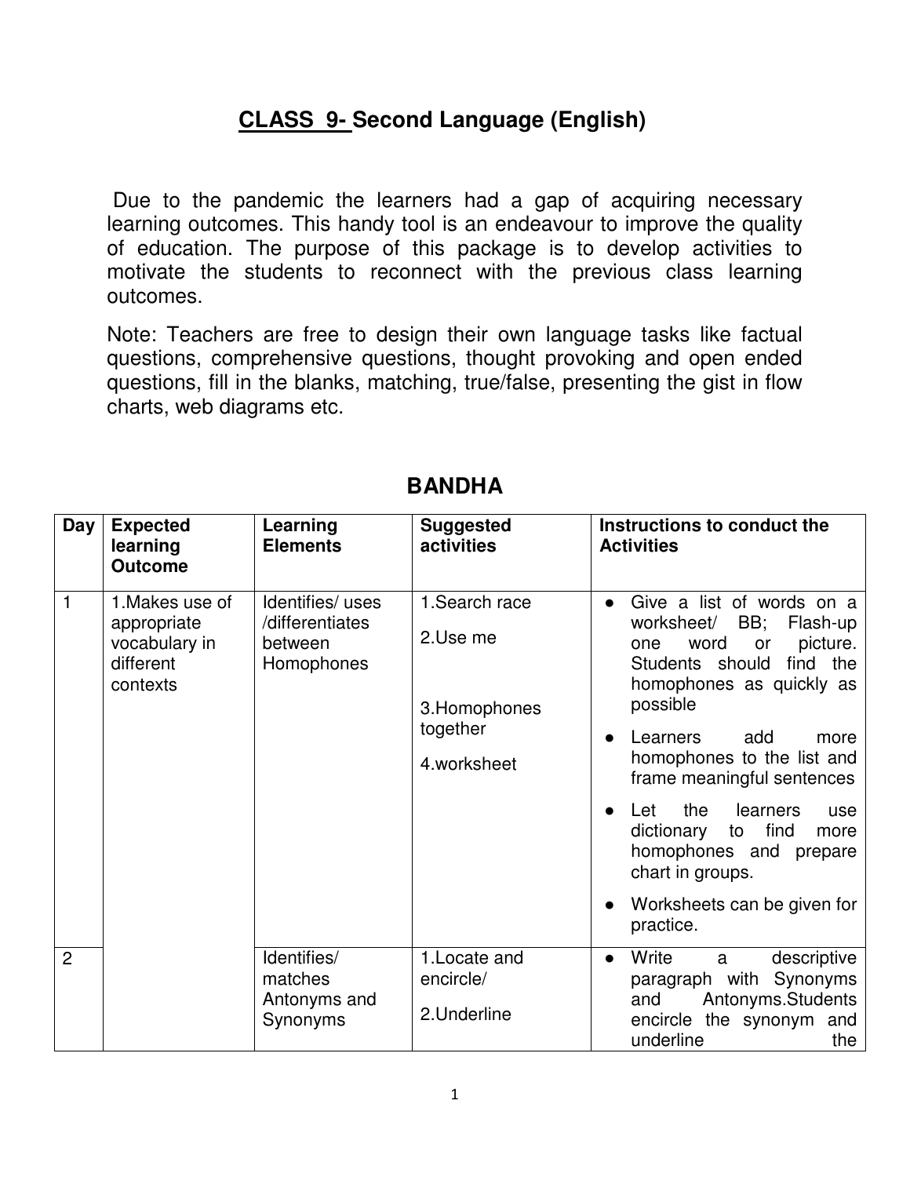# CLASS 9- Second Language (English)

Due to the pandemic the learners had a gap of acquiring necessary learning outcomes. This handy tool is an endeavour to improve the quality of education. The purpose of this package is to develop activities to motivate the students to reconnect with the previous class learning outcomes.

Note: Teachers are free to design their own language tasks like factual questions, comprehensive questions, thought provoking and open ended questions, fill in the blanks, matching, true/false, presenting the gist in flow charts, web diagrams etc.

## BANDHA

| Day | Expected learning Outcome | Learning Elements | Suggested activities | Instructions to conduct the Activities |
|---|---|---|---|---|
| 1 | 1.Makes use of appropriate vocabulary in different contexts | Identifies/ uses /differentiates between Homophones | 1.Search race<br>2.Use me<br>3.Homophones together<br>4.worksheet | ● Give a list of words on a worksheet/ BB; Flash-up one word or picture. Students should find the homophones as quickly as possible<br>● Learners add more homophones to the list and frame meaningful sentences<br>● Let the learners use dictionary to find more homophones and prepare chart in groups.<br>● Worksheets can be given for practice. |
| 2 | | Identifies/ matches Antonyms and Synonyms | 1.Locate and encircle/<br>2.Underline | ● Write a descriptive paragraph with Synonyms and Antonyms.Students encircle the synonym and underline the |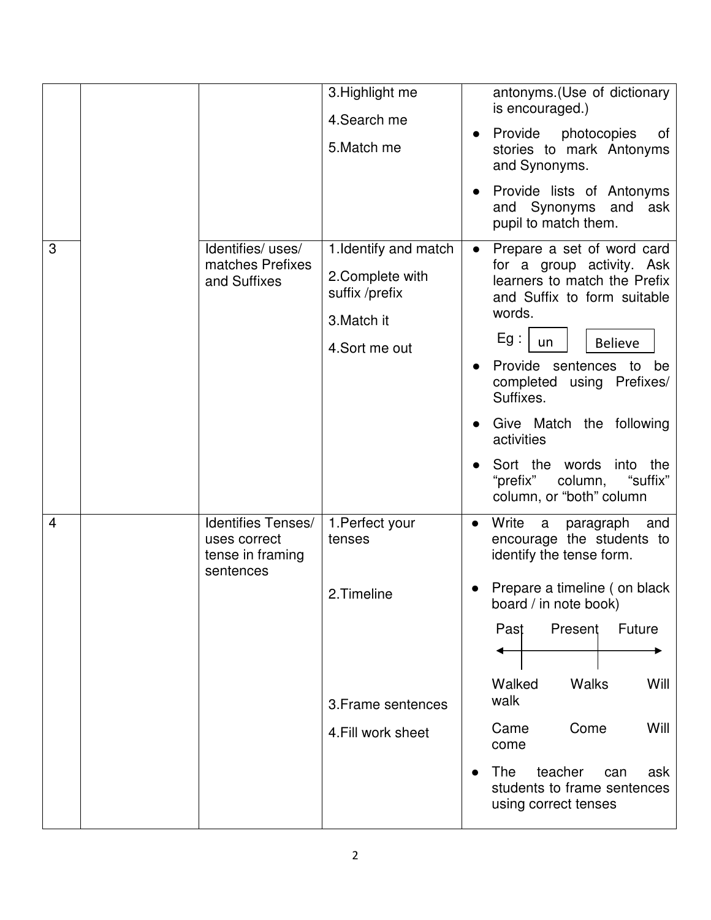| | | | | |
|---|---|---|---|---|
| | | | 3.Highlight me<br>4.Search me<br>5.Match me | antonyms.(Use of dictionary is encouraged.)<br>● Provide photocopies of stories to mark Antonyms and Synonyms.<br>● Provide lists of Antonyms and Synonyms and ask pupil to match them. |
| 3 | | Identifies/ uses/ matches Prefixes and Suffixes | 1.Identify and match<br>2.Complete with suffix /prefix<br>3.Match it<br>4.Sort me out | ● Prepare a set of word card for a group activity. Ask learners to match the Prefix and Suffix to form suitable words.<br>Eg : un Believe<br>● Provide sentences to be completed using Prefixes/ Suffixes.<br>● Give Match the following activities<br>● Sort the words into the "prefix" column, "suffix" column, or "both" column |
| 4 | | Identifies Tenses/ uses correct tense in framing sentences | 1.Perfect your tenses<br>2.Timeline<br>3.Frame sentences<br>4.Fill work sheet | ● Write a paragraph and encourage the students to identify the tense form.<br>● Prepare a timeline ( on black board / in note book)<br>Past Present Future<br>Walked Walks Will walk<br>Came Come Will come<br>● The teacher can ask students to frame sentences using correct tenses |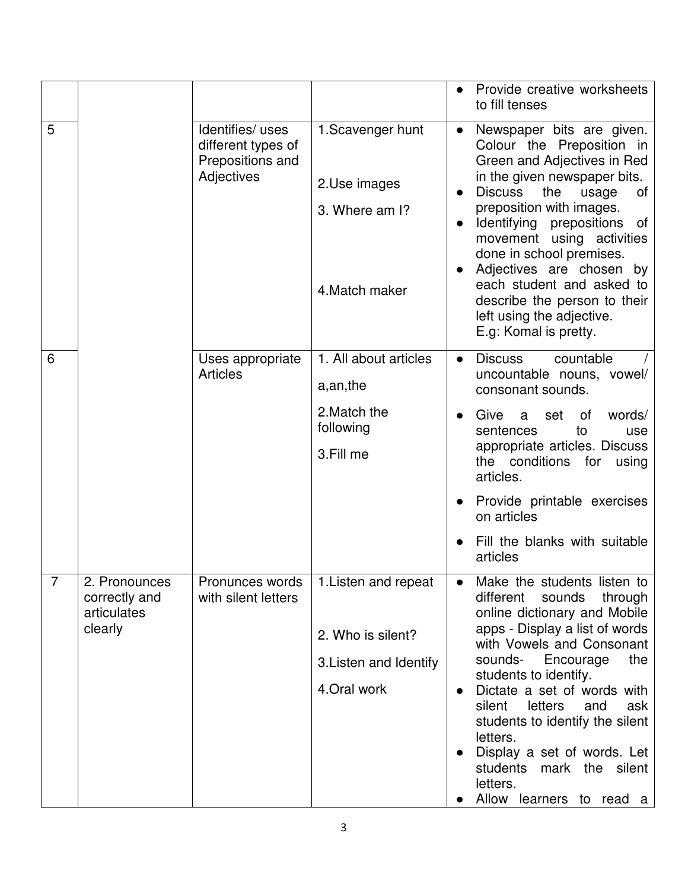| | | | | |
|---|---|---|---|---|
| | | | | ● Provide creative worksheets to fill tenses |
| 5 | | Identifies/ uses different types of Prepositions and Adjectives | 1.Scavenger hunt<br><br>2.Use images<br><br>3. Where am I?<br><br>4.Match maker | ● Newspaper bits are given. Colour the Preposition in Green and Adjectives in Red in the given newspaper bits.<br>● Discuss the usage of preposition with images.<br>● Identifying prepositions of movement using activities done in school premises.<br>● Adjectives are chosen by each student and asked to describe the person to their left using the adjective.<br>E.g: Komal is pretty. |
| 6 | | Uses appropriate Articles | 1. All about articles<br>a,an,the<br>2.Match the following<br>3.Fill me | ● Discuss countable / uncountable nouns, vowel/ consonant sounds.<br>● Give a set of words/ sentences to use appropriate articles. Discuss the conditions for using articles.<br>● Provide printable exercises on articles<br>● Fill the blanks with suitable articles |
| 7 | 2. Pronounces correctly and articulates clearly | Pronunces words with silent letters | 1.Listen and repeat<br><br>2. Who is silent?<br>3.Listen and Identify<br>4.Oral work | ● Make the students listen to different sounds through online dictionary and Mobile apps - Display a list of words with Vowels and Consonant sounds- Encourage the students to identify.<br>● Dictate a set of words with silent letters and ask students to identify the silent letters.<br>● Display a set of words. Let students mark the silent letters.<br>● Allow learners to read a |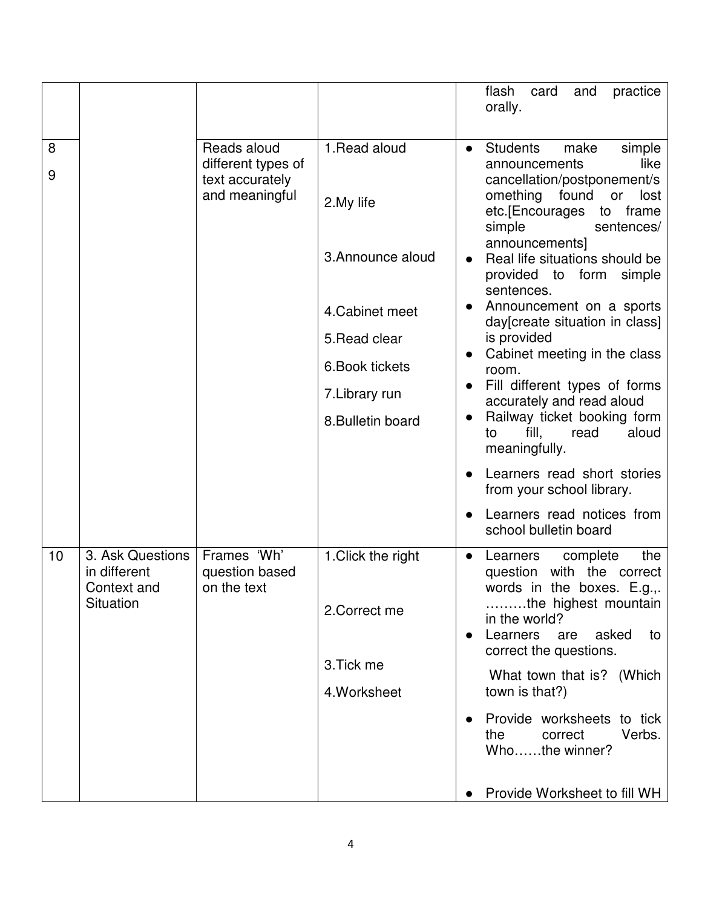| | | | | |
|---|---|---|---|---|
| | | | | flash card and practice orally. |
| 8<br>9 | | Reads aloud different types of text accurately and meaningful | 1.Read aloud<br>2.My life<br>3.Announce aloud<br>4.Cabinet meet<br>5.Read clear<br>6.Book tickets<br>7.Library run<br>8.Bulletin board | ● Students make simple announcements like cancellation/postponement/something found or lost etc.[Encourages to frame simple sentences/ announcements]<br>● Real life situations should be provided to form simple sentences.<br>● Announcement on a sports day[create situation in class] is provided<br>● Cabinet meeting in the class room.<br>● Fill different types of forms accurately and read aloud<br>● Railway ticket booking form to fill, read aloud meaningfully.<br>● Learners read short stories from your school library.<br>● Learners read notices from school bulletin board |
| 10 | 3. Ask Questions in different Context and Situation | Frames 'Wh' question based on the text | 1.Click the right<br>2.Correct me<br>3.Tick me<br>4.Worksheet | ● Learners complete the question with the correct words in the boxes. E.g.,. ………the highest mountain in the world?<br>● Learners are asked to correct the questions.<br>What town that is? (Which town is that?)<br>● Provide worksheets to tick the correct Verbs. Who……the winner?<br>● Provide Worksheet to fill WH |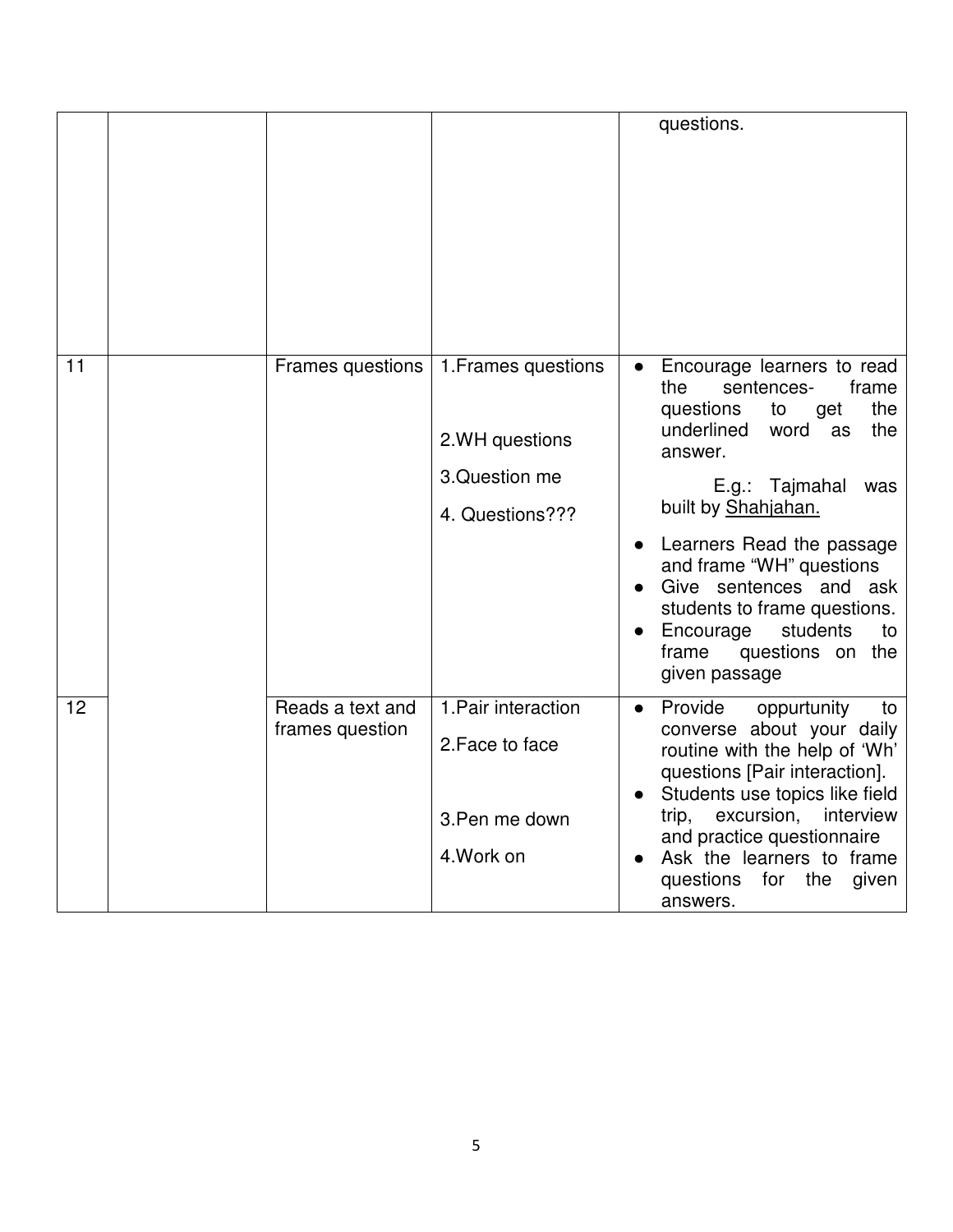| | | | | |
|---|---|---|---|---|
| | | | | questions. |
| 11 | | Frames questions | 1.Frames questions<br><br>2.WH questions<br><br>3.Question me<br><br>4. Questions??? | • Encourage learners to read the sentences- frame questions to get the underlined word as the answer.<br>E.g.: Tajmahal was built by <u>Shahjahan.</u><br>• Learners Read the passage and frame "WH" questions<br>• Give sentences and ask students to frame questions.<br>• Encourage students to frame questions on the given passage |
| 12 | | Reads a text and frames question | 1.Pair interaction<br><br>2.Face to face<br><br>3.Pen me down<br><br>4.Work on | • Provide oppurtunity to converse about your daily routine with the help of 'Wh' questions [Pair interaction].<br>• Students use topics like field trip, excursion, interview and practice questionnaire<br>• Ask the learners to frame questions for the given answers. |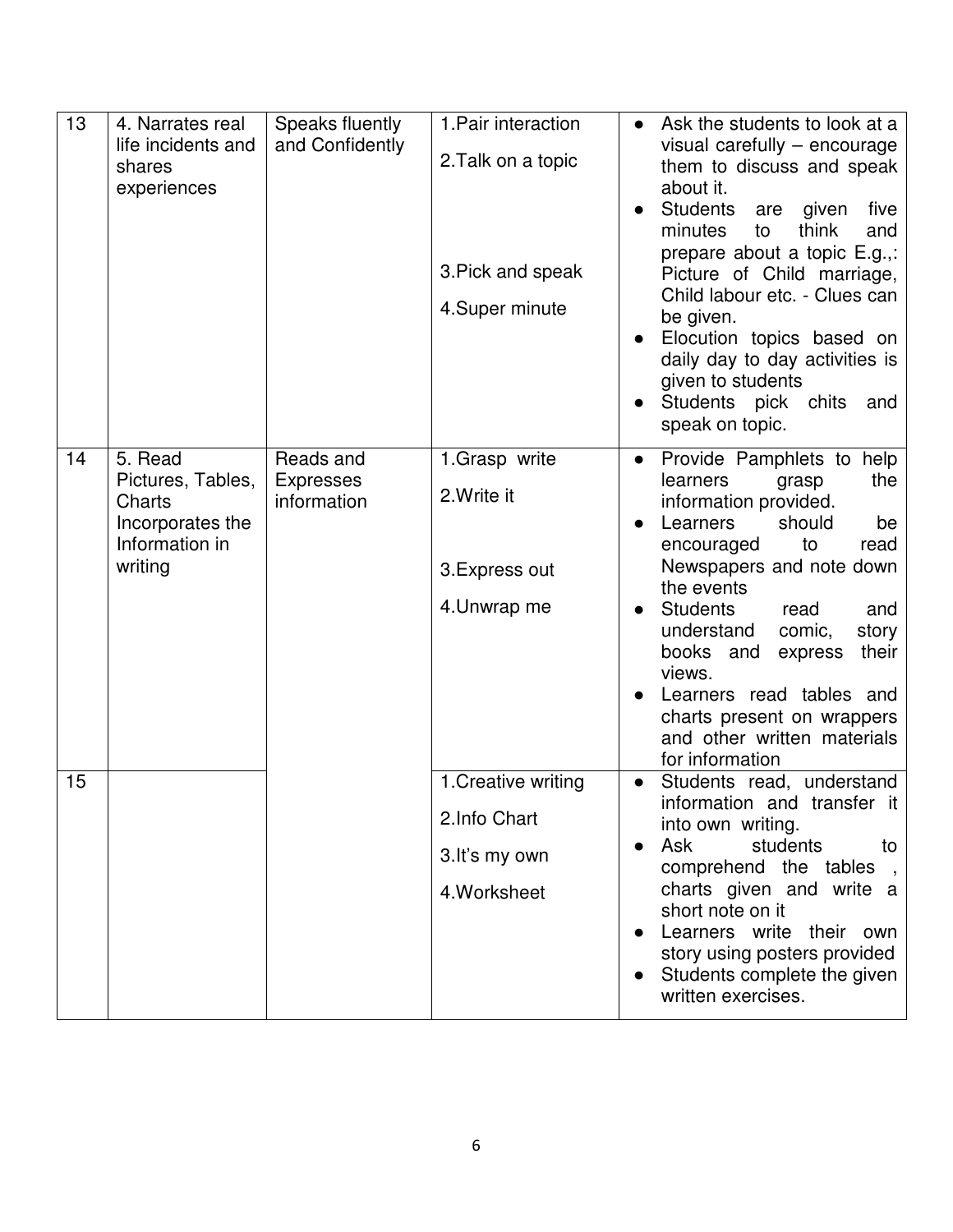| 13 | 4. Narrates real life incidents and shares experiences | Speaks fluently and Confidently | 1.Pair interaction<br>2.Talk on a topic<br>3.Pick and speak<br>4.Super minute | ● Ask the students to look at a visual carefully – encourage them to discuss and speak about it.<br>● Students are given five minutes to think and prepare about a topic E.g.,: Picture of Child marriage, Child labour etc. - Clues can be given.<br>● Elocution topics based on daily day to day activities is given to students<br>● Students pick chits and speak on topic. |
|---|---|---|---|---|
| 14 | 5. Read Pictures, Tables, Charts Incorporates the Information in writing | Reads and Expresses information | 1.Grasp write<br>2.Write it<br>3.Express out<br>4.Unwrap me | ● Provide Pamphlets to help learners grasp the information provided.<br>● Learners should be encouraged to read Newspapers and note down the events<br>● Students read and understand comic, story books and express their views.<br>● Learners read tables and charts present on wrappers and other written materials for information |
| 15 | | | 1.Creative writing<br>2.Info Chart<br>3.It's my own<br>4.Worksheet | ● Students read, understand information and transfer it into own writing.<br>● Ask students to comprehend the tables , charts given and write a short note on it<br>● Learners write their own story using posters provided<br>● Students complete the given written exercises. |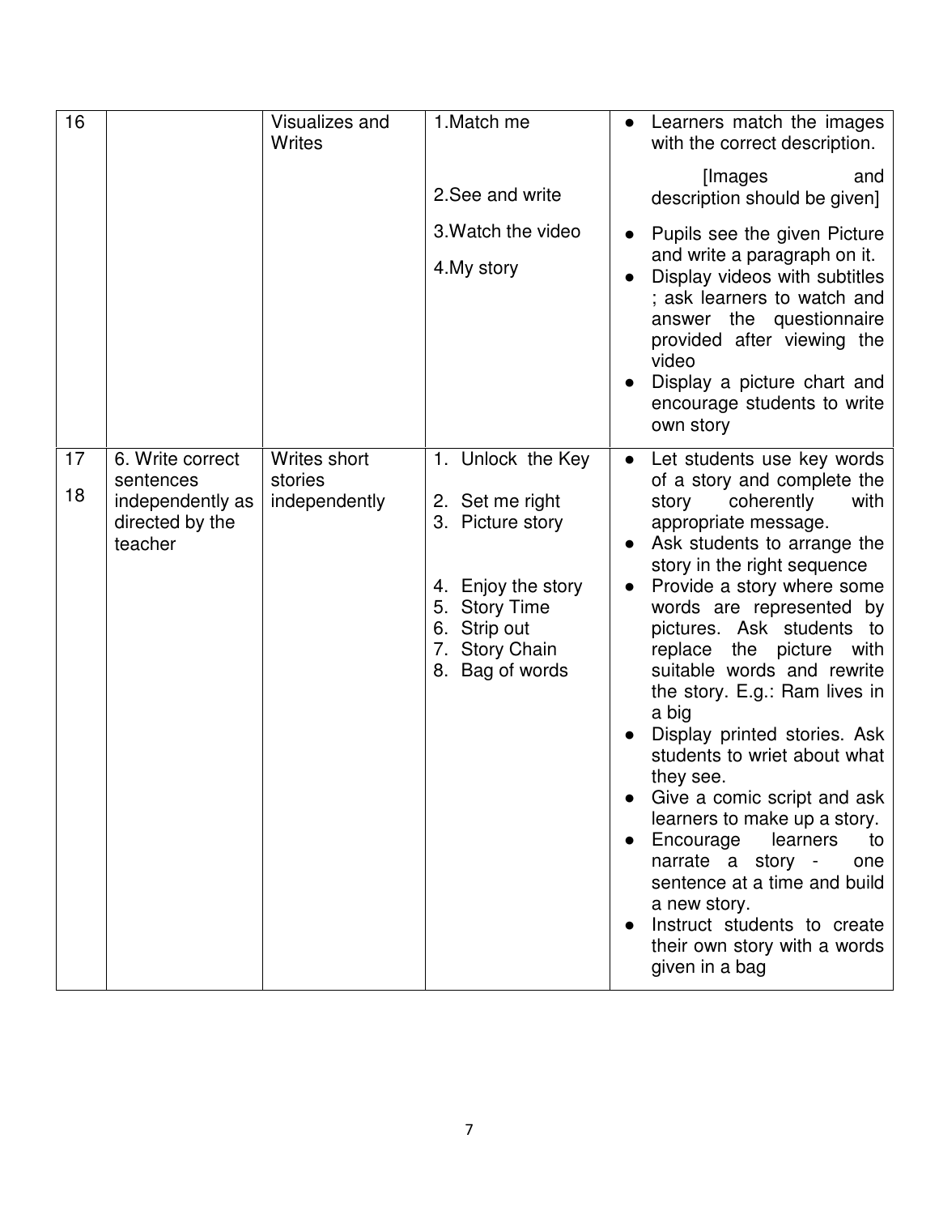| 16 | | Visualizes and Writes | 1.Match me<br><br>2.See and write<br>3.Watch the video<br>4.My story | ● Learners match the images with the correct description.<br>[Images and description should be given]<br>● Pupils see the given Picture and write a paragraph on it.<br>● Display videos with subtitles ; ask learners to watch and answer the questionnaire provided after viewing the video<br>● Display a picture chart and encourage students to write own story |
|---|---|---|---|---|
| 17<br>18 | 6. Write correct sentences independently as directed by the teacher | Writes short stories independently | 1. Unlock the Key<br>2. Set me right<br>3. Picture story<br>4. Enjoy the story<br>5. Story Time<br>6. Strip out<br>7. Story Chain<br>8. Bag of words | ● Let students use key words of a story and complete the story coherently with appropriate message.<br>● Ask students to arrange the story in the right sequence<br>● Provide a story where some words are represented by pictures. Ask students to replace the picture with suitable words and rewrite the story. E.g.: Ram lives in a big<br>● Display printed stories. Ask students to wriet about what they see.<br>● Give a comic script and ask learners to make up a story.<br>● Encourage learners to narrate a story - one sentence at a time and build a new story.<br>● Instruct students to create their own story with a words given in a bag |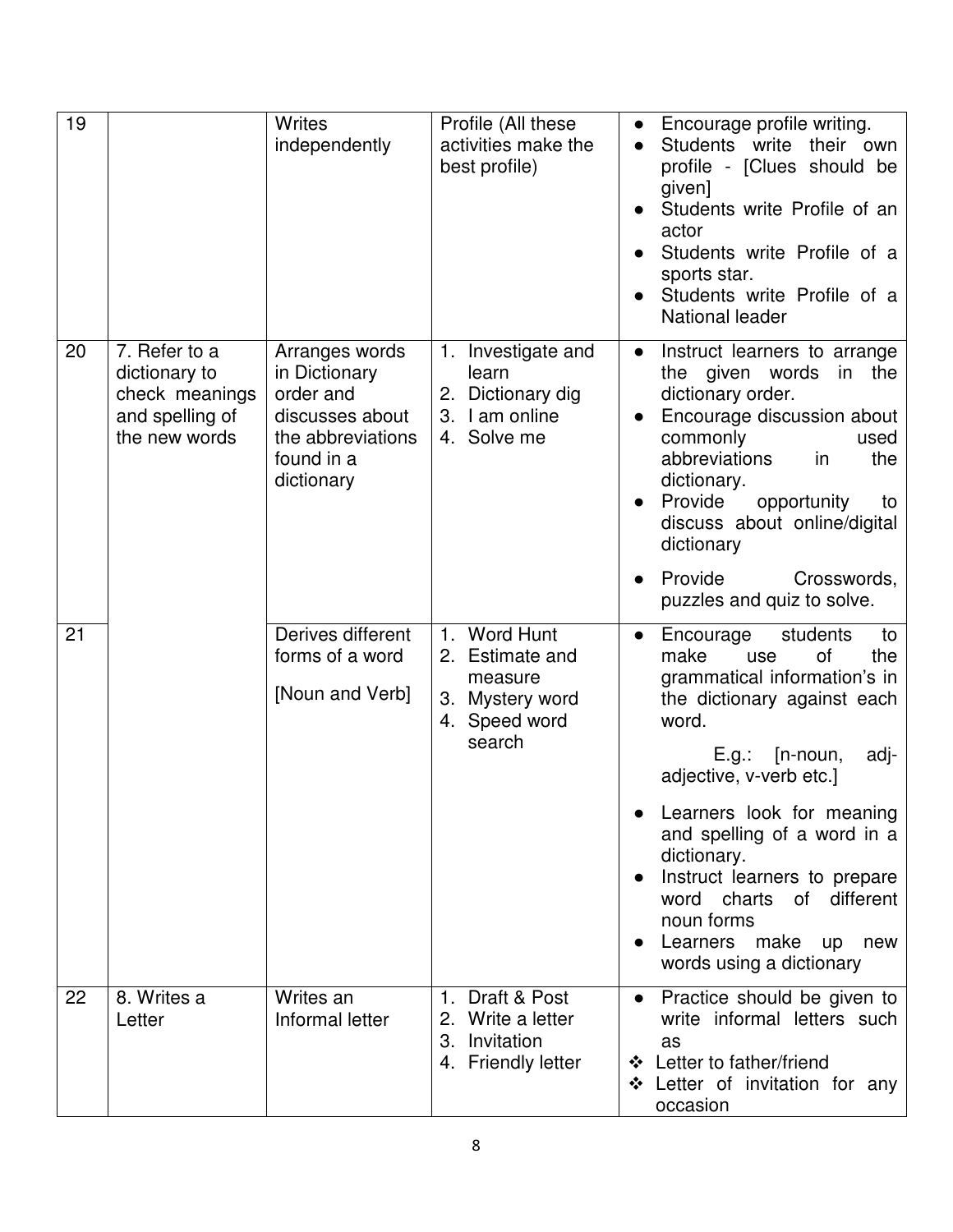| 19 | | Writes independently | Profile (All these activities make the best profile) | ● Encourage profile writing.<br>● Students write their own profile - [Clues should be given]<br>● Students write Profile of an actor<br>● Students write Profile of a sports star.<br>● Students write Profile of a National leader |
|---|---|---|---|---|
| 20 | 7. Refer to a dictionary to check meanings and spelling of the new words | Arranges words in Dictionary order and discusses about the abbreviations found in a dictionary | 1. Investigate and learn<br>2. Dictionary dig<br>3. I am online<br>4. Solve me | ● Instruct learners to arrange the given words in the dictionary order.<br>● Encourage discussion about commonly used abbreviations in the dictionary.<br>● Provide opportunity to discuss about online/digital dictionary<br>● Provide Crosswords, puzzles and quiz to solve. |
| 21 | | Derives different forms of a word<br><br>[Noun and Verb] | 1. Word Hunt<br>2. Estimate and measure<br>3. Mystery word<br>4. Speed word search | ● Encourage students to make use of the grammatical information's in the dictionary against each word.<br>E.g.: [n-noun, adj-adjective, v-verb etc.]<br>● Learners look for meaning and spelling of a word in a dictionary.<br>● Instruct learners to prepare word charts of different noun forms<br>● Learners make up new words using a dictionary |
| 22 | 8. Writes a Letter | Writes an Informal letter | 1. Draft & Post<br>2. Write a letter<br>3. Invitation<br>4. Friendly letter | ● Practice should be given to write informal letters such as<br>❖ Letter to father/friend<br>❖ Letter of invitation for any occasion |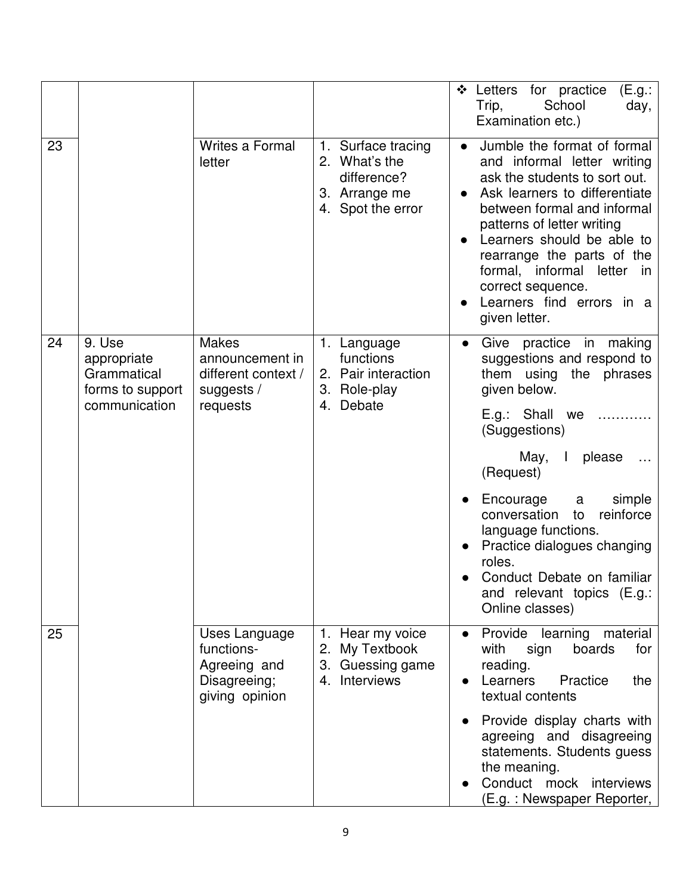| | | | | |
|---|---|---|---|---|
| | | | | ❖ Letters for practice (E.g.: Trip, School day, Examination etc.) |
| 23 | | Writes a Formal letter | 1. Surface tracing<br>2. What's the difference?<br>3. Arrange me<br>4. Spot the error | ● Jumble the format of formal and informal letter writing ask the students to sort out.<br>● Ask learners to differentiate between formal and informal patterns of letter writing<br>● Learners should be able to rearrange the parts of the formal, informal letter in correct sequence.<br>● Learners find errors in a given letter. |
| 24 | 9. Use appropriate Grammatical forms to support communication | Makes announcement in different context / suggests / requests | 1. Language functions<br>2. Pair interaction<br>3. Role-play<br>4. Debate | ● Give practice in making suggestions and respond to them using the phrases given below.<br>E.g.: Shall we ………… (Suggestions)<br>May, I please … (Request)<br>● Encourage a simple conversation to reinforce language functions.<br>● Practice dialogues changing roles.<br>● Conduct Debate on familiar and relevant topics (E.g.: Online classes) |
| 25 | | Uses Language functions- Agreeing and Disagreeing; giving opinion | 1. Hear my voice<br>2. My Textbook<br>3. Guessing game<br>4. Interviews | ● Provide learning material with sign boards for reading.<br>● Learners Practice the textual contents<br>● Provide display charts with agreeing and disagreeing statements. Students guess the meaning.<br>● Conduct mock interviews (E.g. : Newspaper Reporter, |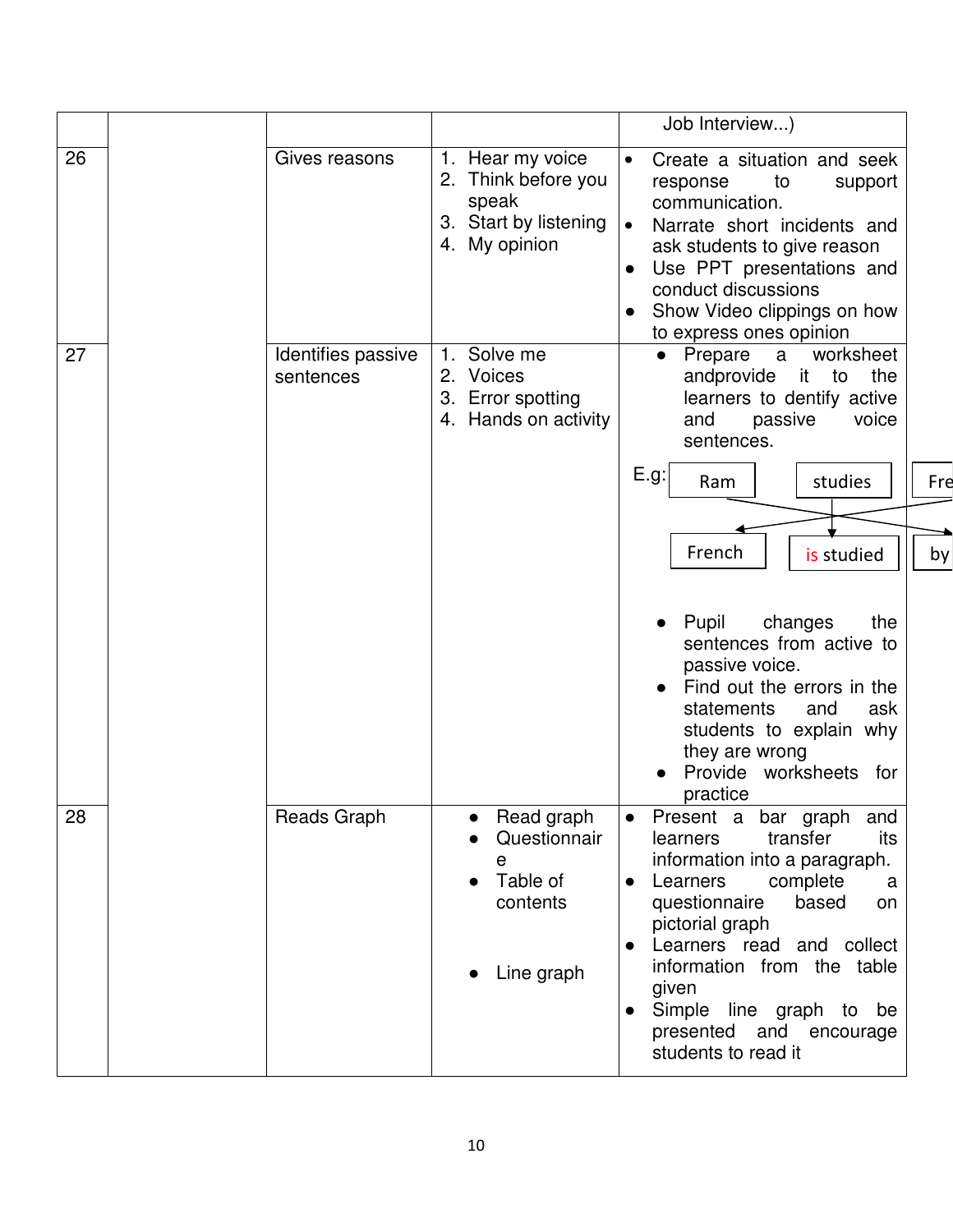| | | | | |
|---|---|---|---|---|
| | | | | Job Interview...) |
| 26 | | Gives reasons | 1. Hear my voice<br>2. Think before you speak<br>3. Start by listening<br>4. My opinion | • Create a situation and seek response to support communication.<br>• Narrate short incidents and ask students to give reason<br>• Use PPT presentations and conduct discussions<br>• Show Video clippings on how to express ones opinion |
| 27 | | Identifies passive sentences | 1. Solve me<br>2. Voices<br>3. Error spotting<br>4. Hands on activity | • Prepare a worksheet andprovide it to the learners to dentify active and passive voice sentences.<br>E.g: Ram → studies → Fre... ; French ← is studied ← by...<br>• Pupil changes the sentences from active to passive voice.<br>• Find out the errors in the statements and ask students to explain why they are wrong<br>• Provide worksheets for practice |
| 28 | | Reads Graph | • Read graph<br>• Questionnaire<br>• Table of contents<br>• Line graph | • Present a bar graph and learners transfer its information into a paragraph.<br>• Learners complete a questionnaire based on pictorial graph<br>• Learners read and collect information from the table given<br>• Simple line graph to be presented and encourage students to read it |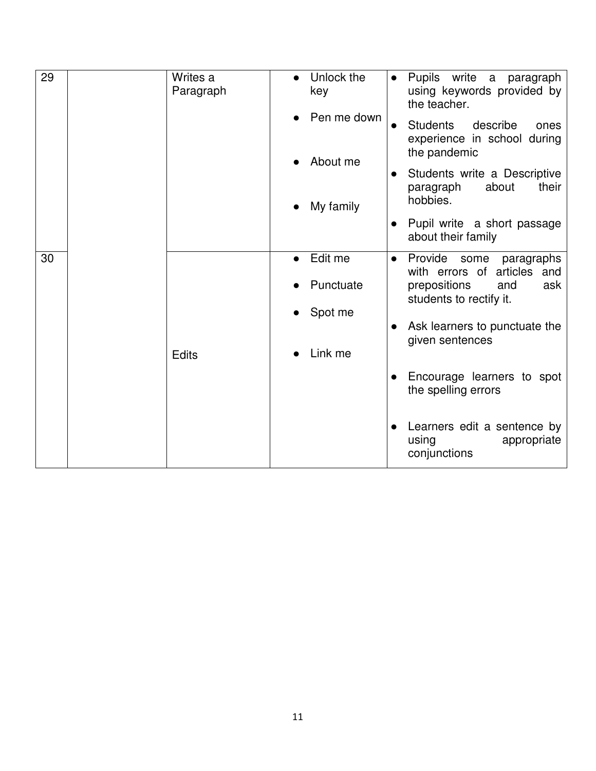| | | | | |
|---|---|---|---|---|
| 29 | | Writes a Paragraph | • Unlock the key<br>• Pen me down<br>• About me<br>• My family | • Pupils write a paragraph using keywords provided by the teacher.<br>• Students describe ones experience in school during the pandemic<br>• Students write a Descriptive paragraph about their hobbies.<br>• Pupil write a short passage about their family |
| 30 | | Edits | • Edit me<br>• Punctuate<br>• Spot me<br>• Link me | • Provide some paragraphs with errors of articles and prepositions and ask students to rectify it.<br>• Ask learners to punctuate the given sentences<br>• Encourage learners to spot the spelling errors<br>• Learners edit a sentence by using appropriate conjunctions |